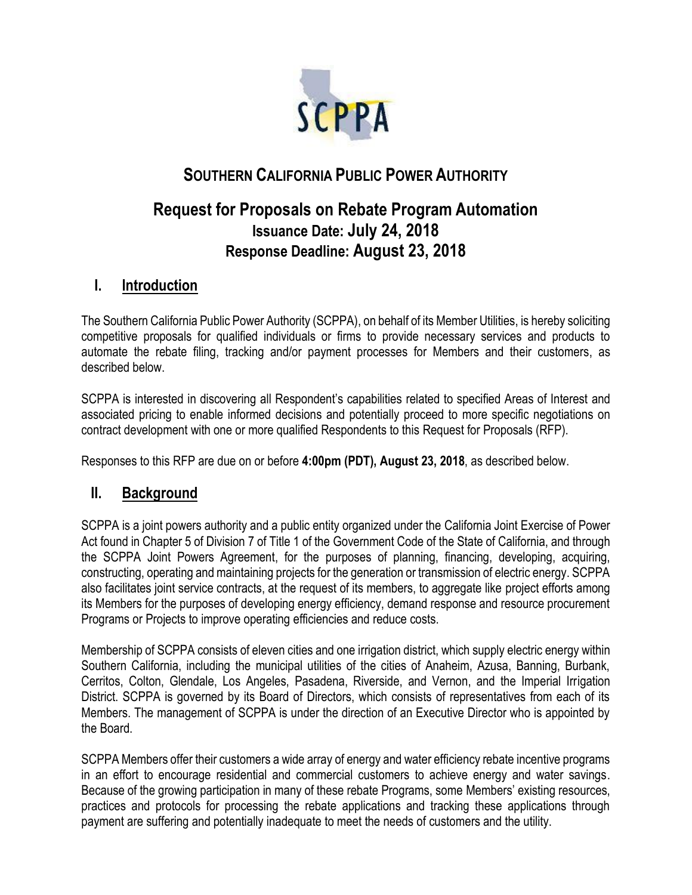# SOUTHERN CALIFORNIA PUBLIC POWER AUTHORITY

## Request for Proposals on Rebate Program Automation

### Issuance Date: July 24, 2018
### Response Deadline: August 23, 2018

## I. Introduction

The Southern California Public Power Authority (SCPPA), on behalf of its Member Utilities, is hereby soliciting competitive proposals for qualified individuals or firms to provide necessary services and products to automate the rebate filing, tracking and/or payment processes for Members and their customers, as described below.

SCPPA is interested in discovering all Respondent's capabilities related to specified Areas of Interest and associated pricing to enable informed decisions and potentially proceed to more specific negotiations on contract development with one or more qualified Respondents to this Request for Proposals (RFP).

Responses to this RFP are due on or before **4:00pm (PDT), August 23, 2018**, as described below.

## II. Background

SCPPA is a joint powers authority and a public entity organized under the California Joint Exercise of Power Act found in Chapter 5 of Division 7 of Title 1 of the Government Code of the State of California, and through the SCPPA Joint Powers Agreement, for the purposes of planning, financing, developing, acquiring, constructing, operating and maintaining projects for the generation or transmission of electric energy. SCPPA also facilitates joint service contracts, at the request of its members, to aggregate like project efforts among its Members for the purposes of developing energy efficiency, demand response and resource procurement Programs or Projects to improve operating efficiencies and reduce costs.

Membership of SCPPA consists of eleven cities and one irrigation district, which supply electric energy within Southern California, including the municipal utilities of the cities of Anaheim, Azusa, Banning, Burbank, Cerritos, Colton, Glendale, Los Angeles, Pasadena, Riverside, and Vernon, and the Imperial Irrigation District. SCPPA is governed by its Board of Directors, which consists of representatives from each of its Members. The management of SCPPA is under the direction of an Executive Director who is appointed by the Board.

SCPPA Members offer their customers a wide array of energy and water efficiency rebate incentive programs in an effort to encourage residential and commercial customers to achieve energy and water savings. Because of the growing participation in many of these rebate Programs, some Members' existing resources, practices and protocols for processing the rebate applications and tracking these applications through payment are suffering and potentially inadequate to meet the needs of customers and the utility.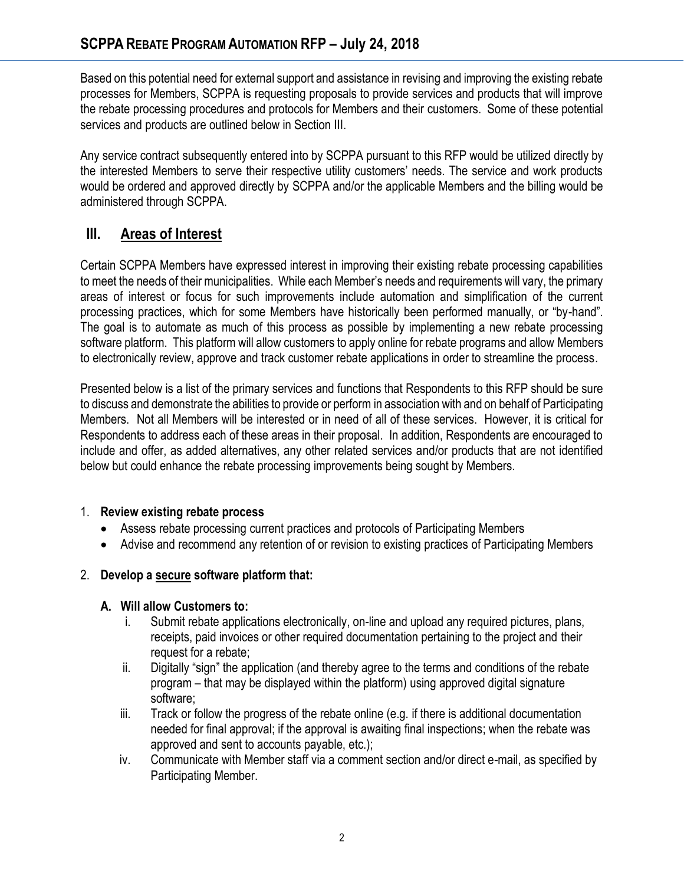Based on this potential need for external support and assistance in revising and improving the existing rebate processes for Members, SCPPA is requesting proposals to provide services and products that will improve the rebate processing procedures and protocols for Members and their customers. Some of these potential services and products are outlined below in Section III.

Any service contract subsequently entered into by SCPPA pursuant to this RFP would be utilized directly by the interested Members to serve their respective utility customers' needs. The service and work products would be ordered and approved directly by SCPPA and/or the applicable Members and the billing would be administered through SCPPA.

## III. Areas of Interest

Certain SCPPA Members have expressed interest in improving their existing rebate processing capabilities to meet the needs of their municipalities. While each Member's needs and requirements will vary, the primary areas of interest or focus for such improvements include automation and simplification of the current processing practices, which for some Members have historically been performed manually, or "by-hand". The goal is to automate as much of this process as possible by implementing a new rebate processing software platform. This platform will allow customers to apply online for rebate programs and allow Members to electronically review, approve and track customer rebate applications in order to streamline the process.

Presented below is a list of the primary services and functions that Respondents to this RFP should be sure to discuss and demonstrate the abilities to provide or perform in association with and on behalf of Participating Members. Not all Members will be interested or in need of all of these services. However, it is critical for Respondents to address each of these areas in their proposal. In addition, Respondents are encouraged to include and offer, as added alternatives, any other related services and/or products that are not identified below but could enhance the rebate processing improvements being sought by Members.

1. **Review existing rebate process**
   - Assess rebate processing current practices and protocols of Participating Members
   - Advise and recommend any retention of or revision to existing practices of Participating Members

2. **Develop a <u>secure</u> software platform that:**

   **A. Will allow Customers to:**

   i. Submit rebate applications electronically, on-line and upload any required pictures, plans, receipts, paid invoices or other required documentation pertaining to the project and their request for a rebate;

   ii. Digitally "sign" the application (and thereby agree to the terms and conditions of the rebate program – that may be displayed within the platform) using approved digital signature software;

   iii. Track or follow the progress of the rebate online (e.g. if there is additional documentation needed for final approval; if the approval is awaiting final inspections; when the rebate was approved and sent to accounts payable, etc.);

   iv. Communicate with Member staff via a comment section and/or direct e-mail, as specified by Participating Member.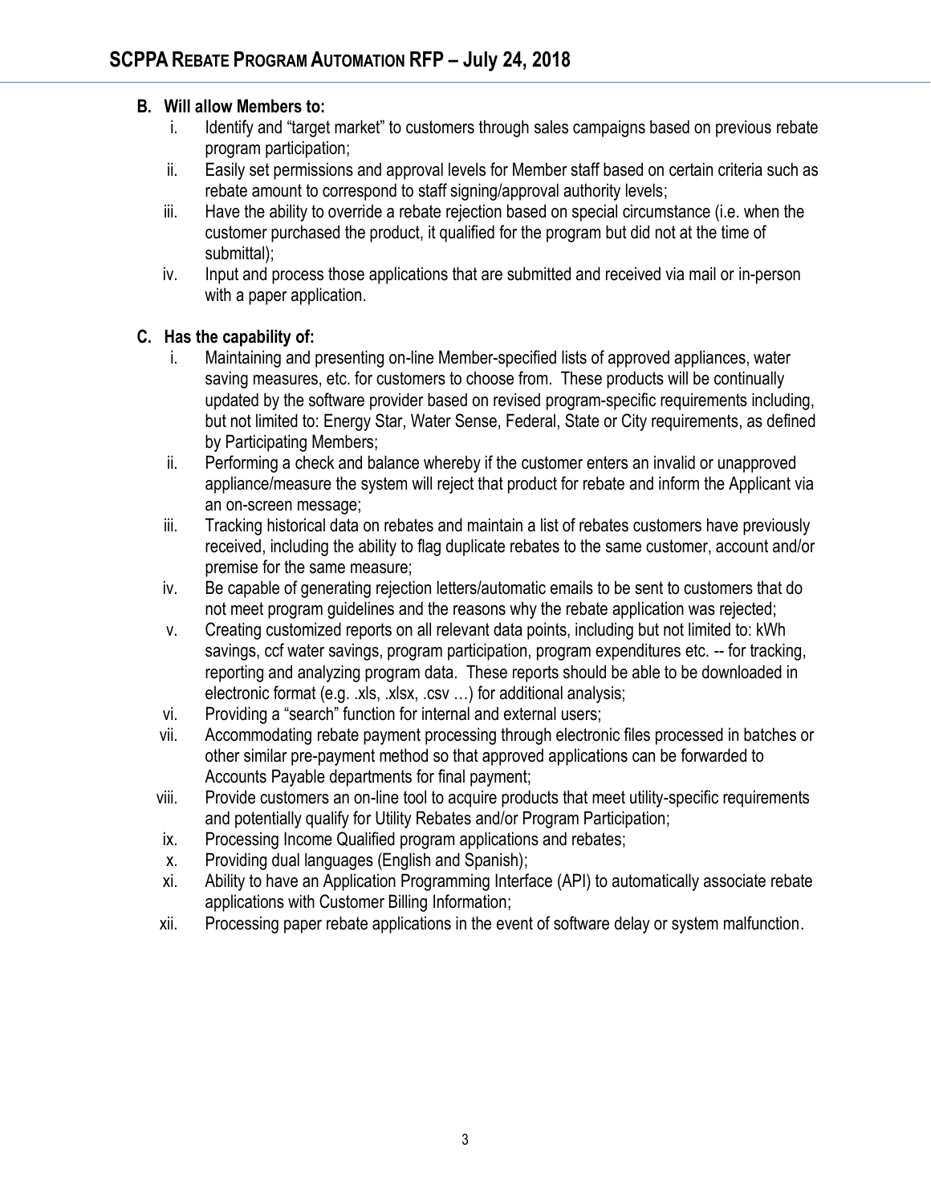**B. Will allow Members to:**

i. Identify and "target market" to customers through sales campaigns based on previous rebate program participation;
ii. Easily set permissions and approval levels for Member staff based on certain criteria such as rebate amount to correspond to staff signing/approval authority levels;
iii. Have the ability to override a rebate rejection based on special circumstance (i.e. when the customer purchased the product, it qualified for the program but did not at the time of submittal);
iv. Input and process those applications that are submitted and received via mail or in-person with a paper application.

**C. Has the capability of:**

i. Maintaining and presenting on-line Member-specified lists of approved appliances, water saving measures, etc. for customers to choose from. These products will be continually updated by the software provider based on revised program-specific requirements including, but not limited to: Energy Star, Water Sense, Federal, State or City requirements, as defined by Participating Members;
ii. Performing a check and balance whereby if the customer enters an invalid or unapproved appliance/measure the system will reject that product for rebate and inform the Applicant via an on-screen message;
iii. Tracking historical data on rebates and maintain a list of rebates customers have previously received, including the ability to flag duplicate rebates to the same customer, account and/or premise for the same measure;
iv. Be capable of generating rejection letters/automatic emails to be sent to customers that do not meet program guidelines and the reasons why the rebate application was rejected;
v. Creating customized reports on all relevant data points, including but not limited to: kWh savings, ccf water savings, program participation, program expenditures etc. -- for tracking, reporting and analyzing program data. These reports should be able to be downloaded in electronic format (e.g. .xls, .xlsx, .csv …) for additional analysis;
vi. Providing a "search" function for internal and external users;
vii. Accommodating rebate payment processing through electronic files processed in batches or other similar pre-payment method so that approved applications can be forwarded to Accounts Payable departments for final payment;
viii. Provide customers an on-line tool to acquire products that meet utility-specific requirements and potentially qualify for Utility Rebates and/or Program Participation;
ix. Processing Income Qualified program applications and rebates;
x. Providing dual languages (English and Spanish);
xi. Ability to have an Application Programming Interface (API) to automatically associate rebate applications with Customer Billing Information;
xii. Processing paper rebate applications in the event of software delay or system malfunction.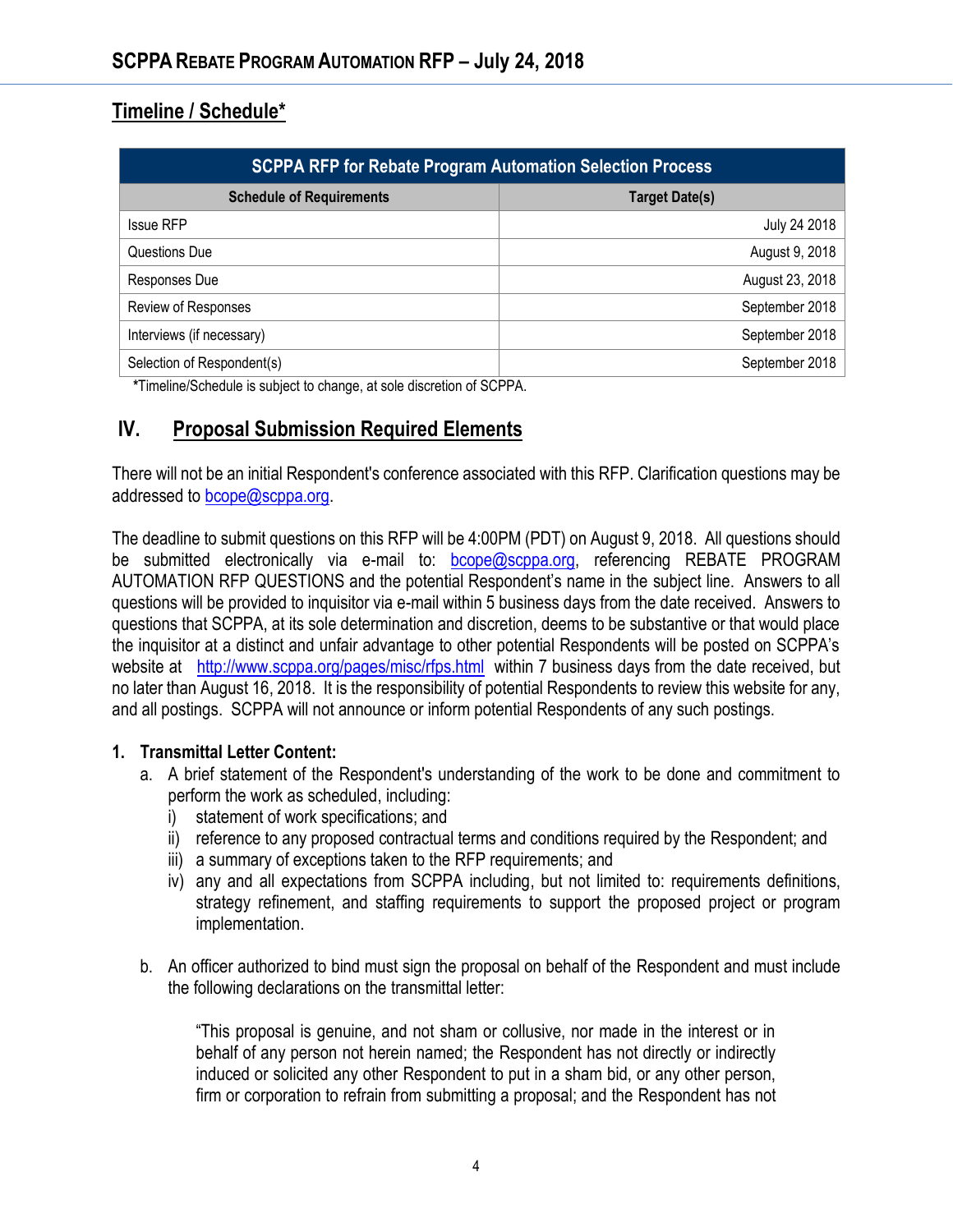## Timeline / Schedule*

| SCPPA RFP for Rebate Program Automation Selection Process | |
|---|---|
| **Schedule of Requirements** | **Target Date(s)** |
| Issue RFP | July 24 2018 |
| Questions Due | August 9, 2018 |
| Responses Due | August 23, 2018 |
| Review of Responses | September 2018 |
| Interviews (if necessary) | September 2018 |
| Selection of Respondent(s) | September 2018 |

*Timeline/Schedule is subject to change, at sole discretion of SCPPA.

## IV. Proposal Submission Required Elements

There will not be an initial Respondent's conference associated with this RFP. Clarification questions may be addressed to bcope@scppa.org.

The deadline to submit questions on this RFP will be 4:00PM (PDT) on August 9, 2018. All questions should be submitted electronically via e-mail to: bcope@scppa.org, referencing REBATE PROGRAM AUTOMATION RFP QUESTIONS and the potential Respondent's name in the subject line. Answers to all questions will be provided to inquisitor via e-mail within 5 business days from the date received. Answers to questions that SCPPA, at its sole determination and discretion, deems to be substantive or that would place the inquisitor at a distinct and unfair advantage to other potential Respondents will be posted on SCPPA's website at http://www.scppa.org/pages/misc/rfps.html within 7 business days from the date received, but no later than August 16, 2018. It is the responsibility of potential Respondents to review this website for any, and all postings. SCPPA will not announce or inform potential Respondents of any such postings.

**1. Transmittal Letter Content:**

a. A brief statement of the Respondent's understanding of the work to be done and commitment to perform the work as scheduled, including:
   i) statement of work specifications; and
   ii) reference to any proposed contractual terms and conditions required by the Respondent; and
   iii) a summary of exceptions taken to the RFP requirements; and
   iv) any and all expectations from SCPPA including, but not limited to: requirements definitions, strategy refinement, and staffing requirements to support the proposed project or program implementation.

b. An officer authorized to bind must sign the proposal on behalf of the Respondent and must include the following declarations on the transmittal letter:

> "This proposal is genuine, and not sham or collusive, nor made in the interest or in behalf of any person not herein named; the Respondent has not directly or indirectly induced or solicited any other Respondent to put in a sham bid, or any other person, firm or corporation to refrain from submitting a proposal; and the Respondent has not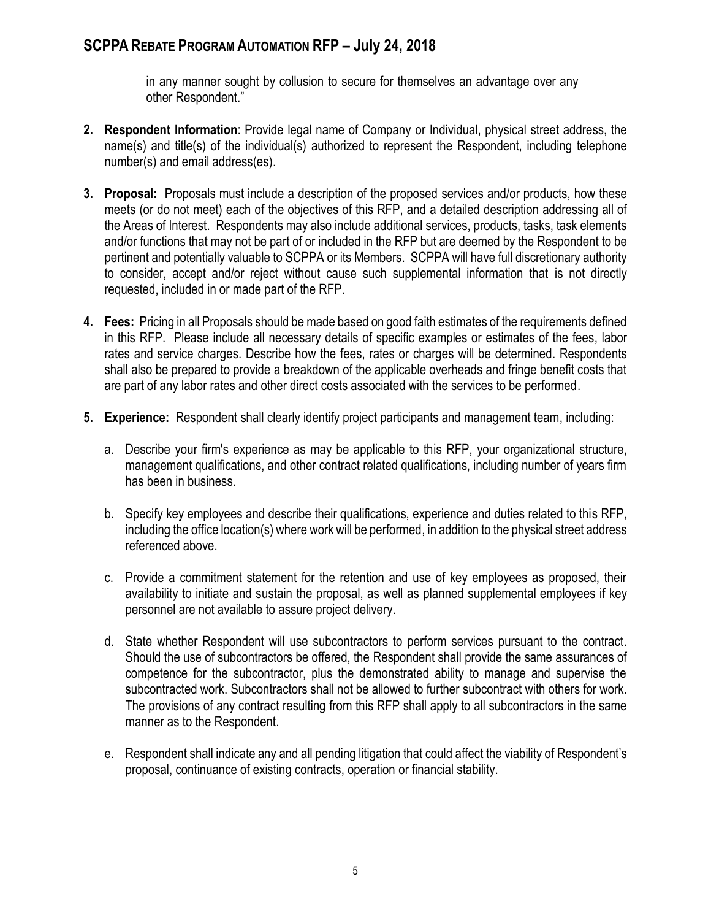in any manner sought by collusion to secure for themselves an advantage over any other Respondent."

2. **Respondent Information**: Provide legal name of Company or Individual, physical street address, the name(s) and title(s) of the individual(s) authorized to represent the Respondent, including telephone number(s) and email address(es).

3. **Proposal:** Proposals must include a description of the proposed services and/or products, how these meets (or do not meet) each of the objectives of this RFP, and a detailed description addressing all of the Areas of Interest. Respondents may also include additional services, products, tasks, task elements and/or functions that may not be part of or included in the RFP but are deemed by the Respondent to be pertinent and potentially valuable to SCPPA or its Members. SCPPA will have full discretionary authority to consider, accept and/or reject without cause such supplemental information that is not directly requested, included in or made part of the RFP.

4. **Fees:** Pricing in all Proposals should be made based on good faith estimates of the requirements defined in this RFP. Please include all necessary details of specific examples or estimates of the fees, labor rates and service charges. Describe how the fees, rates or charges will be determined. Respondents shall also be prepared to provide a breakdown of the applicable overheads and fringe benefit costs that are part of any labor rates and other direct costs associated with the services to be performed.

5. **Experience:** Respondent shall clearly identify project participants and management team, including:

   a. Describe your firm's experience as may be applicable to this RFP, your organizational structure, management qualifications, and other contract related qualifications, including number of years firm has been in business.

   b. Specify key employees and describe their qualifications, experience and duties related to this RFP, including the office location(s) where work will be performed, in addition to the physical street address referenced above.

   c. Provide a commitment statement for the retention and use of key employees as proposed, their availability to initiate and sustain the proposal, as well as planned supplemental employees if key personnel are not available to assure project delivery.

   d. State whether Respondent will use subcontractors to perform services pursuant to the contract. Should the use of subcontractors be offered, the Respondent shall provide the same assurances of competence for the subcontractor, plus the demonstrated ability to manage and supervise the subcontracted work. Subcontractors shall not be allowed to further subcontract with others for work. The provisions of any contract resulting from this RFP shall apply to all subcontractors in the same manner as to the Respondent.

   e. Respondent shall indicate any and all pending litigation that could affect the viability of Respondent's proposal, continuance of existing contracts, operation or financial stability.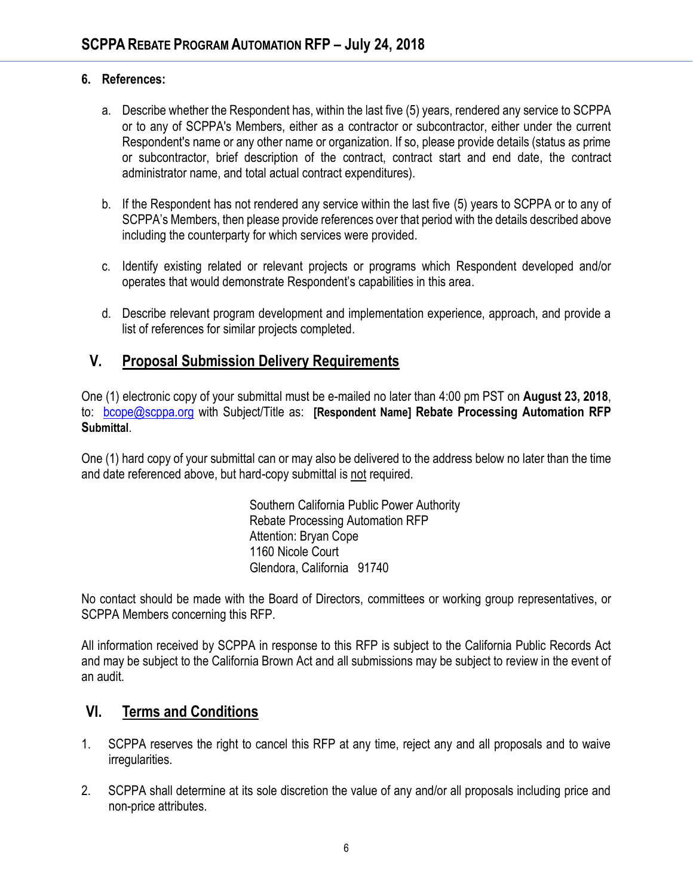**6. References:**

a. Describe whether the Respondent has, within the last five (5) years, rendered any service to SCPPA or to any of SCPPA's Members, either as a contractor or subcontractor, either under the current Respondent's name or any other name or organization. If so, please provide details (status as prime or subcontractor, brief description of the contract, contract start and end date, the contract administrator name, and total actual contract expenditures).

b. If the Respondent has not rendered any service within the last five (5) years to SCPPA or to any of SCPPA's Members, then please provide references over that period with the details described above including the counterparty for which services were provided.

c. Identify existing related or relevant projects or programs which Respondent developed and/or operates that would demonstrate Respondent's capabilities in this area.

d. Describe relevant program development and implementation experience, approach, and provide a list of references for similar projects completed.

## V. Proposal Submission Delivery Requirements

One (1) electronic copy of your submittal must be e-mailed no later than 4:00 pm PST on **August 23, 2018**, to: bcope@scppa.org with Subject/Title as: **[Respondent Name] Rebate Processing Automation RFP Submittal**.

One (1) hard copy of your submittal can or may also be delivered to the address below no later than the time and date referenced above, but hard-copy submittal is not required.

Southern California Public Power Authority
Rebate Processing Automation RFP
Attention: Bryan Cope
1160 Nicole Court
Glendora, California 91740

No contact should be made with the Board of Directors, committees or working group representatives, or SCPPA Members concerning this RFP.

All information received by SCPPA in response to this RFP is subject to the California Public Records Act and may be subject to the California Brown Act and all submissions may be subject to review in the event of an audit.

## VI. Terms and Conditions

1. SCPPA reserves the right to cancel this RFP at any time, reject any and all proposals and to waive irregularities.

2. SCPPA shall determine at its sole discretion the value of any and/or all proposals including price and non-price attributes.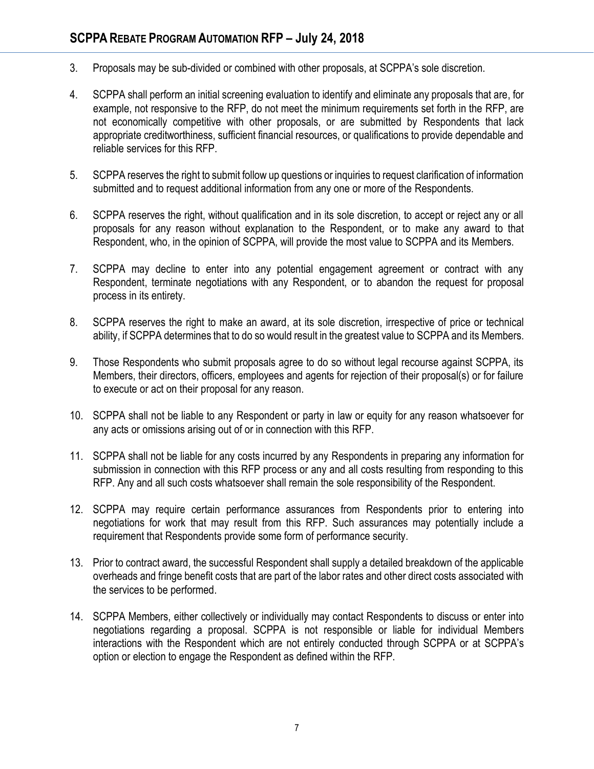3. Proposals may be sub-divided or combined with other proposals, at SCPPA's sole discretion.

4. SCPPA shall perform an initial screening evaluation to identify and eliminate any proposals that are, for example, not responsive to the RFP, do not meet the minimum requirements set forth in the RFP, are not economically competitive with other proposals, or are submitted by Respondents that lack appropriate creditworthiness, sufficient financial resources, or qualifications to provide dependable and reliable services for this RFP.

5. SCPPA reserves the right to submit follow up questions or inquiries to request clarification of information submitted and to request additional information from any one or more of the Respondents.

6. SCPPA reserves the right, without qualification and in its sole discretion, to accept or reject any or all proposals for any reason without explanation to the Respondent, or to make any award to that Respondent, who, in the opinion of SCPPA, will provide the most value to SCPPA and its Members.

7. SCPPA may decline to enter into any potential engagement agreement or contract with any Respondent, terminate negotiations with any Respondent, or to abandon the request for proposal process in its entirety.

8. SCPPA reserves the right to make an award, at its sole discretion, irrespective of price or technical ability, if SCPPA determines that to do so would result in the greatest value to SCPPA and its Members.

9. Those Respondents who submit proposals agree to do so without legal recourse against SCPPA, its Members, their directors, officers, employees and agents for rejection of their proposal(s) or for failure to execute or act on their proposal for any reason.

10. SCPPA shall not be liable to any Respondent or party in law or equity for any reason whatsoever for any acts or omissions arising out of or in connection with this RFP.

11. SCPPA shall not be liable for any costs incurred by any Respondents in preparing any information for submission in connection with this RFP process or any and all costs resulting from responding to this RFP. Any and all such costs whatsoever shall remain the sole responsibility of the Respondent.

12. SCPPA may require certain performance assurances from Respondents prior to entering into negotiations for work that may result from this RFP. Such assurances may potentially include a requirement that Respondents provide some form of performance security.

13. Prior to contract award, the successful Respondent shall supply a detailed breakdown of the applicable overheads and fringe benefit costs that are part of the labor rates and other direct costs associated with the services to be performed.

14. SCPPA Members, either collectively or individually may contact Respondents to discuss or enter into negotiations regarding a proposal. SCPPA is not responsible or liable for individual Members interactions with the Respondent which are not entirely conducted through SCPPA or at SCPPA's option or election to engage the Respondent as defined within the RFP.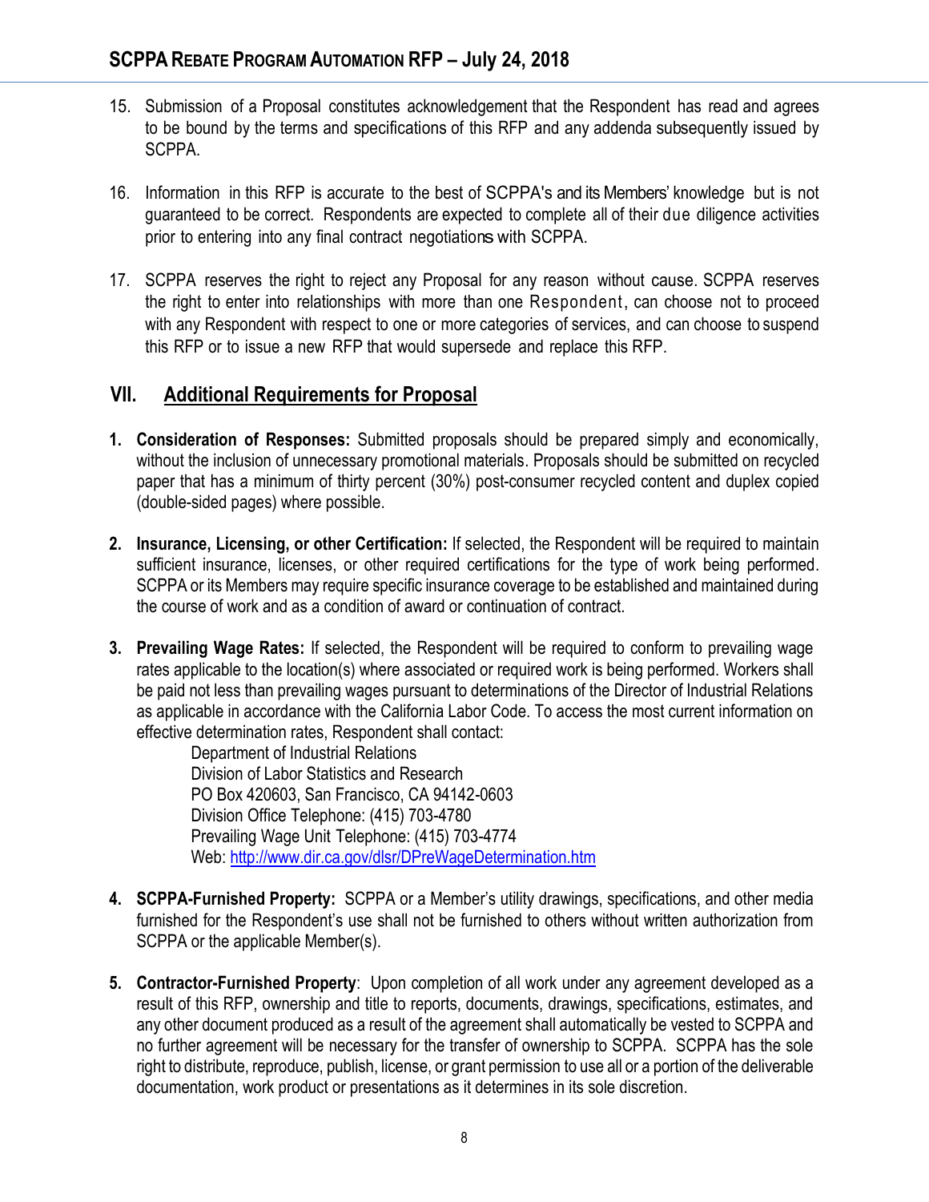15. Submission of a Proposal constitutes acknowledgement that the Respondent has read and agrees to be bound by the terms and specifications of this RFP and any addenda subsequently issued by SCPPA.

16. Information in this RFP is accurate to the best of SCPPA's and its Members' knowledge but is not guaranteed to be correct. Respondents are expected to complete all of their due diligence activities prior to entering into any final contract negotiations with SCPPA.

17. SCPPA reserves the right to reject any Proposal for any reason without cause. SCPPA reserves the right to enter into relationships with more than one Respondent, can choose not to proceed with any Respondent with respect to one or more categories of services, and can choose to suspend this RFP or to issue a new RFP that would supersede and replace this RFP.

## VII. Additional Requirements for Proposal

1. **Consideration of Responses:** Submitted proposals should be prepared simply and economically, without the inclusion of unnecessary promotional materials. Proposals should be submitted on recycled paper that has a minimum of thirty percent (30%) post-consumer recycled content and duplex copied (double-sided pages) where possible.

2. **Insurance, Licensing, or other Certification:** If selected, the Respondent will be required to maintain sufficient insurance, licenses, or other required certifications for the type of work being performed. SCPPA or its Members may require specific insurance coverage to be established and maintained during the course of work and as a condition of award or continuation of contract.

3. **Prevailing Wage Rates:** If selected, the Respondent will be required to conform to prevailing wage rates applicable to the location(s) where associated or required work is being performed. Workers shall be paid not less than prevailing wages pursuant to determinations of the Director of Industrial Relations as applicable in accordance with the California Labor Code. To access the most current information on effective determination rates, Respondent shall contact:

   Department of Industrial Relations
   Division of Labor Statistics and Research
   PO Box 420603, San Francisco, CA 94142-0603
   Division Office Telephone: (415) 703-4780
   Prevailing Wage Unit Telephone: (415) 703-4774
   Web: http://www.dir.ca.gov/dlsr/DPreWageDetermination.htm

4. **SCPPA-Furnished Property:** SCPPA or a Member's utility drawings, specifications, and other media furnished for the Respondent's use shall not be furnished to others without written authorization from SCPPA or the applicable Member(s).

5. **Contractor-Furnished Property**: Upon completion of all work under any agreement developed as a result of this RFP, ownership and title to reports, documents, drawings, specifications, estimates, and any other document produced as a result of the agreement shall automatically be vested to SCPPA and no further agreement will be necessary for the transfer of ownership to SCPPA. SCPPA has the sole right to distribute, reproduce, publish, license, or grant permission to use all or a portion of the deliverable documentation, work product or presentations as it determines in its sole discretion.